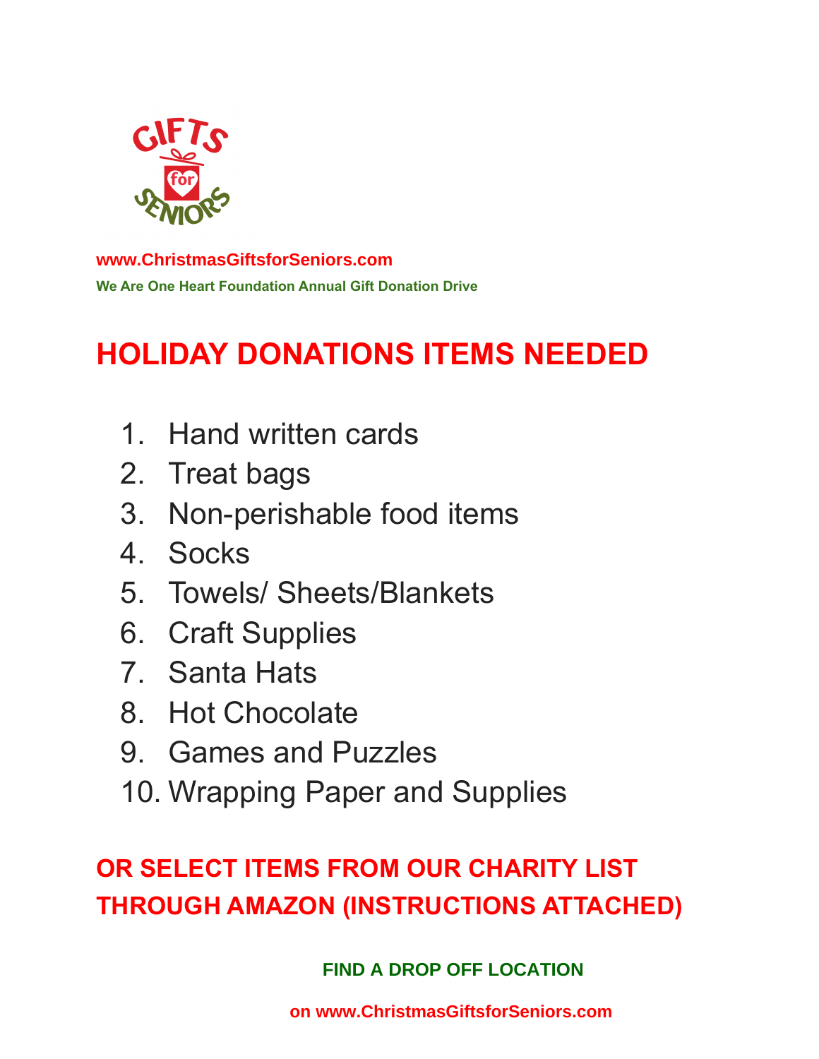GIFTS for SENIORS

**www.ChristmasGiftsforSeniors.com**

**We Are One Heart Foundation Annual Gift Donation Drive**

# HOLIDAY DONATIONS ITEMS NEEDED

1. Hand written cards
2. Treat bags
3. Non-perishable food items
4. Socks
5. Towels/ Sheets/Blankets
6. Craft Supplies
7. Santa Hats
8. Hot Chocolate
9. Games and Puzzles
10. Wrapping Paper and Supplies

## OR SELECT ITEMS FROM OUR CHARITY LIST THROUGH AMAZON (INSTRUCTIONS ATTACHED)

**FIND A DROP OFF LOCATION**

**on www.ChristmasGiftsforSeniors.com**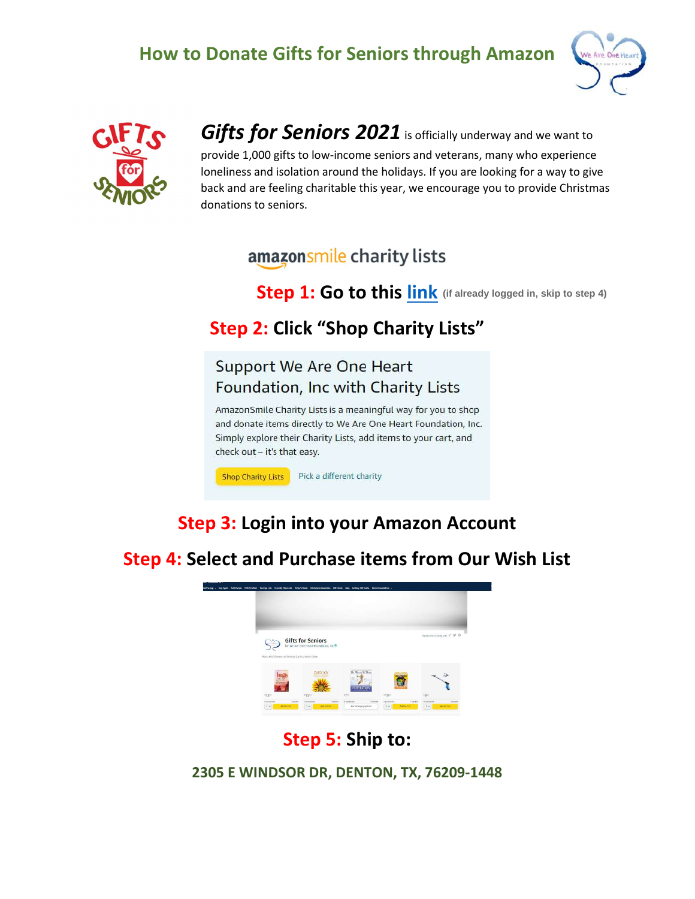# How to Donate Gifts for Seniors through Amazon

***Gifts for Seniors 2021*** is officially underway and we want to provide 1,000 gifts to low-income seniors and veterans, many who experience loneliness and isolation around the holidays. If you are looking for a way to give back and are feeling charitable this year, we encourage you to provide Christmas donations to seniors.

amazonsmile charity lists

## Step 1: Go to this [link](#) (if already logged in, skip to step 4)

## Step 2: Click "Shop Charity Lists"

Support We Are One Heart Foundation, Inc with Charity Lists

AmazonSmile Charity Lists is a meaningful way for you to shop and donate items directly to We Are One Heart Foundation, Inc. Simply explore their Charity Lists, add items to your cart, and check out – it's that easy.

Shop Charity Lists | Pick a different charity

## Step 3: Login into your Amazon Account

## Step 4: Select and Purchase items from Our Wish List

## Step 5: Ship to:

**2305 E WINDSOR DR, DENTON, TX, 76209-1448**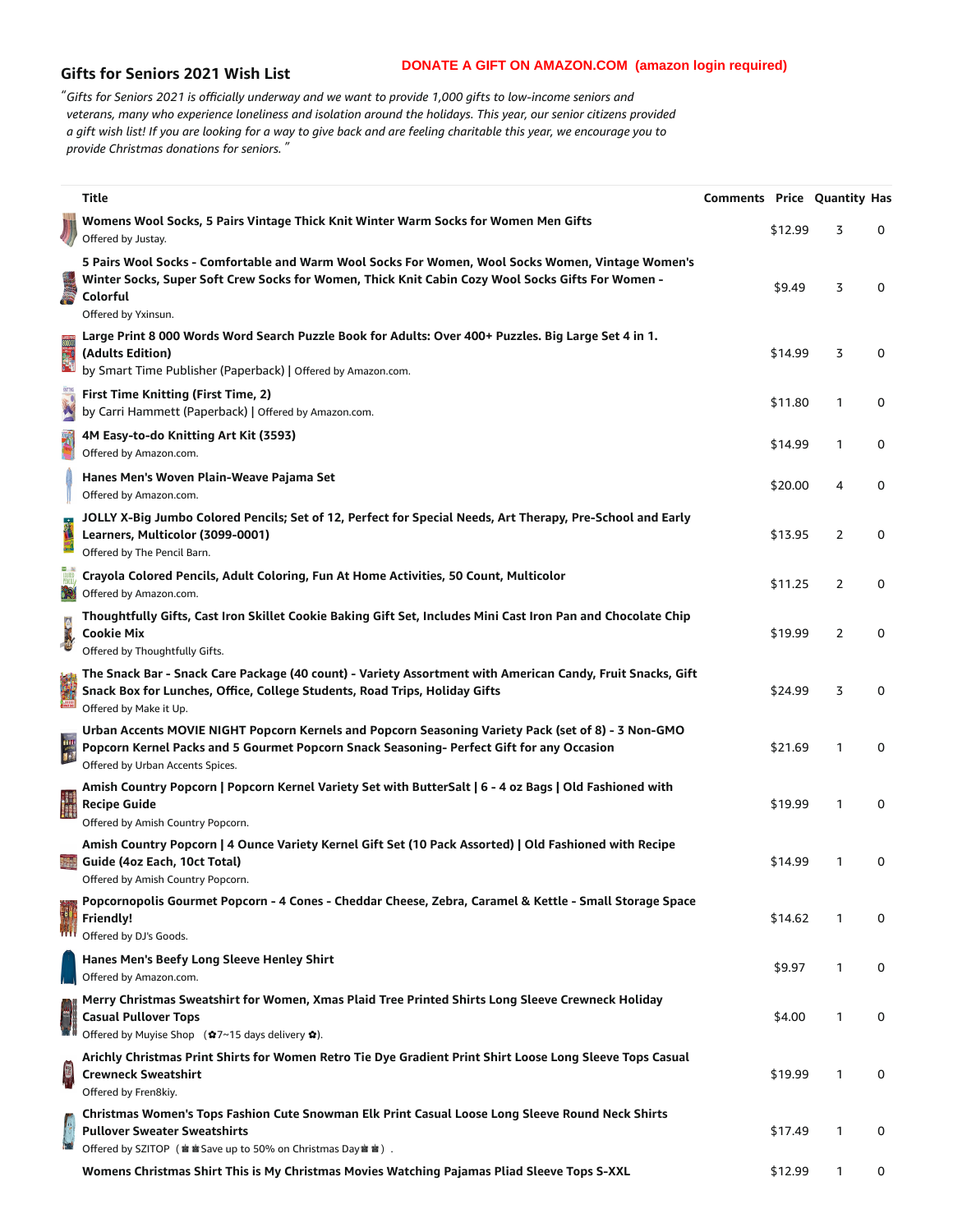## Gifts for Seniors 2021 Wish List

**DONATE A GIFT ON AMAZON.COM (amazon login required)**

*"Gifts for Seniors 2021 is officially underway and we want to provide 1,000 gifts to low-income seniors and veterans, many who experience loneliness and isolation around the holidays. This year, our senior citizens provided a gift wish list! If you are looking for a way to give back and are feeling charitable this year, we encourage you to provide Christmas donations for seniors."*

| Title | Comments | Price | Quantity | Has |
|---|---|---|---|---|
| **Womens Wool Socks, 5 Pairs Vintage Thick Knit Winter Warm Socks for Women Men Gifts**<br>Offered by Justay. | | $12.99 | 3 | 0 |
| **5 Pairs Wool Socks - Comfortable and Warm Wool Socks For Women, Wool Socks Women, Vintage Women's Winter Socks, Super Soft Crew Socks for Women, Thick Knit Cabin Cozy Wool Socks Gifts For Women - Colorful**<br>Offered by Yxinsun. | | $9.49 | 3 | 0 |
| **Large Print 8 000 Words Word Search Puzzle Book for Adults: Over 400+ Puzzles. Big Large Set 4 in 1. (Adults Edition)**<br>by Smart Time Publisher (Paperback) \| Offered by Amazon.com. | | $14.99 | 3 | 0 |
| **First Time Knitting (First Time, 2)**<br>by Carri Hammett (Paperback) \| Offered by Amazon.com. | | $11.80 | 1 | 0 |
| **4M Easy-to-do Knitting Art Kit (3593)**<br>Offered by Amazon.com. | | $14.99 | 1 | 0 |
| **Hanes Men's Woven Plain-Weave Pajama Set**<br>Offered by Amazon.com. | | $20.00 | 4 | 0 |
| **JOLLY X-Big Jumbo Colored Pencils; Set of 12, Perfect for Special Needs, Art Therapy, Pre-School and Early Learners, Multicolor (3099-0001)**<br>Offered by The Pencil Barn. | | $13.95 | 2 | 0 |
| **Crayola Colored Pencils, Adult Coloring, Fun At Home Activities, 50 Count, Multicolor**<br>Offered by Amazon.com. | | $11.25 | 2 | 0 |
| **Thoughtfully Gifts, Cast Iron Skillet Cookie Baking Gift Set, Includes Mini Cast Iron Pan and Chocolate Chip Cookie Mix**<br>Offered by Thoughtfully Gifts. | | $19.99 | 2 | 0 |
| **The Snack Bar - Snack Care Package (40 count) - Variety Assortment with American Candy, Fruit Snacks, Gift Snack Box for Lunches, Office, College Students, Road Trips, Holiday Gifts**<br>Offered by Make it Up. | | $24.99 | 3 | 0 |
| **Urban Accents MOVIE NIGHT Popcorn Kernels and Popcorn Seasoning Variety Pack (set of 8) - 3 Non-GMO Popcorn Kernel Packs and 5 Gourmet Popcorn Snack Seasoning- Perfect Gift for any Occasion**<br>Offered by Urban Accents Spices. | | $21.69 | 1 | 0 |
| **Amish Country Popcorn \| Popcorn Kernel Variety Set with ButterSalt \| 6 - 4 oz Bags \| Old Fashioned with Recipe Guide**<br>Offered by Amish Country Popcorn. | | $19.99 | 1 | 0 |
| **Amish Country Popcorn \| 4 Ounce Variety Kernel Gift Set (10 Pack Assorted) \| Old Fashioned with Recipe Guide (4oz Each, 10ct Total)**<br>Offered by Amish Country Popcorn. | | $14.99 | 1 | 0 |
| **Popcornopolis Gourmet Popcorn - 4 Cones - Cheddar Cheese, Zebra, Caramel & Kettle - Small Storage Space Friendly!**<br>Offered by DJ's Goods. | | $14.62 | 1 | 0 |
| **Hanes Men's Beefy Long Sleeve Henley Shirt**<br>Offered by Amazon.com. | | $9.97 | 1 | 0 |
| **Merry Christmas Sweatshirt for Women, Xmas Plaid Tree Printed Shirts Long Sleeve Crewneck Holiday Casual Pullover Tops**<br>Offered by Muyise Shop (✿7~15 days delivery ✿). | | $4.00 | 1 | 0 |
| **Arichly Christmas Print Shirts for Women Retro Tie Dye Gradient Print Shirt Loose Long Sleeve Tops Casual Crewneck Sweatshirt**<br>Offered by Fren8kiy. | | $19.99 | 1 | 0 |
| **Christmas Women's Tops Fashion Cute Snowman Elk Print Casual Loose Long Sleeve Round Neck Shirts Pullover Sweater Sweatshirts**<br>Offered by SZITOP (♛♛Save up to 50% on Christmas Day♛♛). | | $17.49 | 1 | 0 |
| **Womens Christmas Shirt This is My Christmas Movies Watching Pajamas Pliad Sleeve Tops S-XXL** | | $12.99 | 1 | 0 |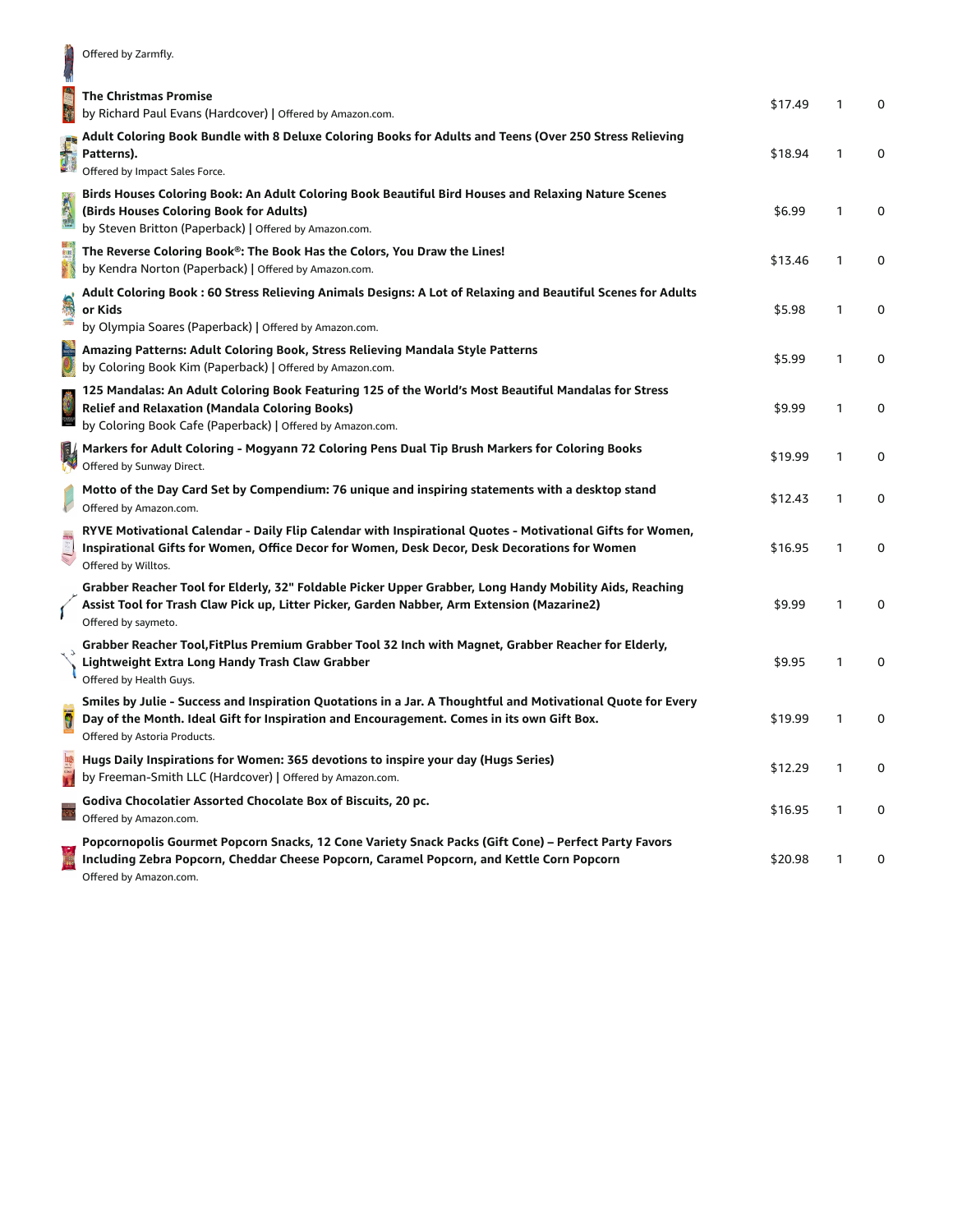| | | | |
|---|---|---|---|
| Offered by Zarmfly. | | | |
| **The Christmas Promise**<br>by Richard Paul Evans (Hardcover) \| Offered by Amazon.com. | $17.49 | 1 | 0 |
| **Adult Coloring Book Bundle with 8 Deluxe Coloring Books for Adults and Teens (Over 250 Stress Relieving Patterns).**<br>Offered by Impact Sales Force. | $18.94 | 1 | 0 |
| **Birds Houses Coloring Book: An Adult Coloring Book Beautiful Bird Houses and Relaxing Nature Scenes (Birds Houses Coloring Book for Adults)**<br>by Steven Britton (Paperback) \| Offered by Amazon.com. | $6.99 | 1 | 0 |
| **The Reverse Coloring Book®: The Book Has the Colors, You Draw the Lines!**<br>by Kendra Norton (Paperback) \| Offered by Amazon.com. | $13.46 | 1 | 0 |
| **Adult Coloring Book : 60 Stress Relieving Animals Designs: A Lot of Relaxing and Beautiful Scenes for Adults or Kids**<br>by Olympia Soares (Paperback) \| Offered by Amazon.com. | $5.98 | 1 | 0 |
| **Amazing Patterns: Adult Coloring Book, Stress Relieving Mandala Style Patterns**<br>by Coloring Book Kim (Paperback) \| Offered by Amazon.com. | $5.99 | 1 | 0 |
| **125 Mandalas: An Adult Coloring Book Featuring 125 of the World's Most Beautiful Mandalas for Stress Relief and Relaxation (Mandala Coloring Books)**<br>by Coloring Book Cafe (Paperback) \| Offered by Amazon.com. | $9.99 | 1 | 0 |
| **Markers for Adult Coloring - Mogyann 72 Coloring Pens Dual Tip Brush Markers for Coloring Books**<br>Offered by Sunway Direct. | $19.99 | 1 | 0 |
| **Motto of the Day Card Set by Compendium: 76 unique and inspiring statements with a desktop stand**<br>Offered by Amazon.com. | $12.43 | 1 | 0 |
| **RYVE Motivational Calendar - Daily Flip Calendar with Inspirational Quotes - Motivational Gifts for Women, Inspirational Gifts for Women, Office Decor for Women, Desk Decor, Desk Decorations for Women**<br>Offered by Willtos. | $16.95 | 1 | 0 |
| **Grabber Reacher Tool for Elderly, 32" Foldable Picker Upper Grabber, Long Handy Mobility Aids, Reaching Assist Tool for Trash Claw Pick up, Litter Picker, Garden Nabber, Arm Extension (Mazarine2)**<br>Offered by saymeto. | $9.99 | 1 | 0 |
| **Grabber Reacher Tool,FitPlus Premium Grabber Tool 32 Inch with Magnet, Grabber Reacher for Elderly, Lightweight Extra Long Handy Trash Claw Grabber**<br>Offered by Health Guys. | $9.95 | 1 | 0 |
| **Smiles by Julie - Success and Inspiration Quotations in a Jar. A Thoughtful and Motivational Quote for Every Day of the Month. Ideal Gift for Inspiration and Encouragement. Comes in its own Gift Box.**<br>Offered by Astoria Products. | $19.99 | 1 | 0 |
| **Hugs Daily Inspirations for Women: 365 devotions to inspire your day (Hugs Series)**<br>by Freeman-Smith LLC (Hardcover) \| Offered by Amazon.com. | $12.29 | 1 | 0 |
| **Godiva Chocolatier Assorted Chocolate Box of Biscuits, 20 pc.**<br>Offered by Amazon.com. | $16.95 | 1 | 0 |
| **Popcornopolis Gourmet Popcorn Snacks, 12 Cone Variety Snack Packs (Gift Cone) – Perfect Party Favors Including Zebra Popcorn, Cheddar Cheese Popcorn, Caramel Popcorn, and Kettle Corn Popcorn**<br>Offered by Amazon.com. | $20.98 | 1 | 0 |